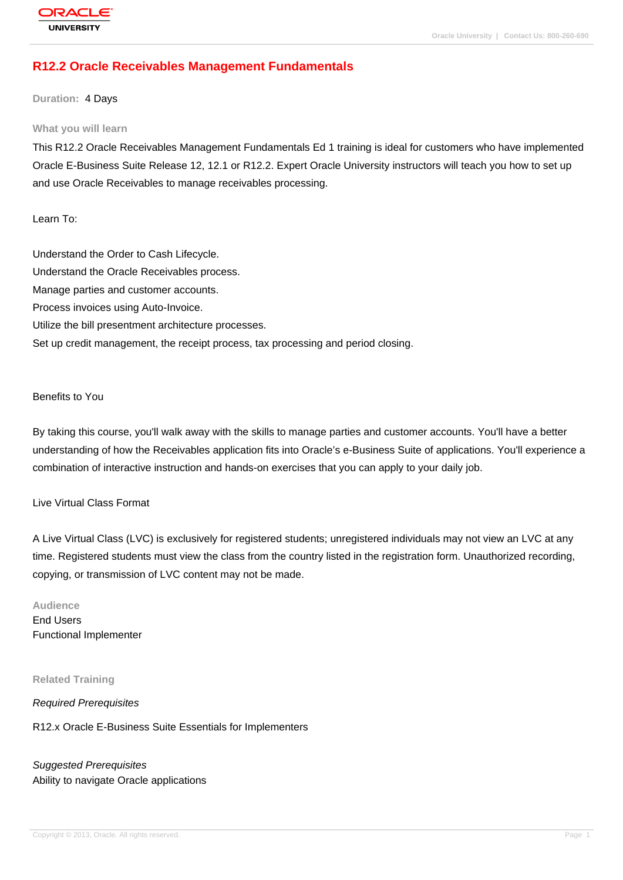# R12.2 Oracle Receivables Management Fundamentals

**Duration:** 4 Days

## What you will learn

This R12.2 Oracle Receivables Management Fundamentals Ed 1 training is ideal for customers who have implemented Oracle E-Business Suite Release 12, 12.1 or R12.2. Expert Oracle University instructors will teach you how to set up and use Oracle Receivables to manage receivables processing.

Learn To:

Understand the Order to Cash Lifecycle.
Understand the Oracle Receivables process.
Manage parties and customer accounts.
Process invoices using Auto-Invoice.
Utilize the bill presentment architecture processes.
Set up credit management, the receipt process, tax processing and period closing.

Benefits to You

By taking this course, you'll walk away with the skills to manage parties and customer accounts. You'll have a better understanding of how the Receivables application fits into Oracle's e-Business Suite of applications. You'll experience a combination of interactive instruction and hands-on exercises that you can apply to your daily job.

Live Virtual Class Format

A Live Virtual Class (LVC) is exclusively for registered students; unregistered individuals may not view an LVC at any time. Registered students must view the class from the country listed in the registration form. Unauthorized recording, copying, or transmission of LVC content may not be made.

## Audience

End Users
Functional Implementer

## Related Training

*Required Prerequisites*

R12.x Oracle E-Business Suite Essentials for Implementers

*Suggested Prerequisites*
Ability to navigate Oracle applications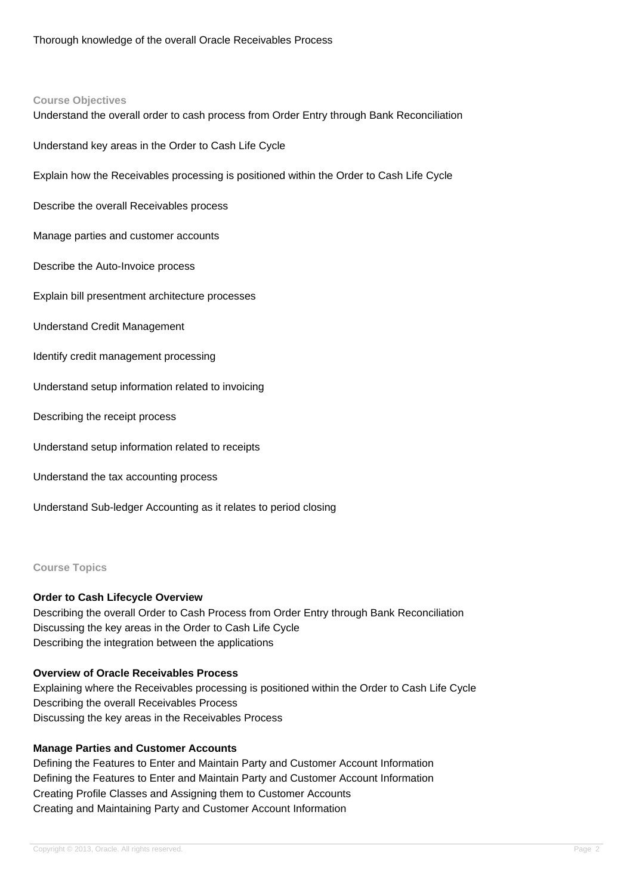Thorough knowledge of the overall Oracle Receivables Process

## Course Objectives

Understand the overall order to cash process from Order Entry through Bank Reconciliation

Understand key areas in the Order to Cash Life Cycle

Explain how the Receivables processing is positioned within the Order to Cash Life Cycle

Describe the overall Receivables process

Manage parties and customer accounts

Describe the Auto-Invoice process

Explain bill presentment architecture processes

Understand Credit Management

Identify credit management processing

Understand setup information related to invoicing

Describing the receipt process

Understand setup information related to receipts

Understand the tax accounting process

Understand Sub-ledger Accounting as it relates to period closing

## Course Topics

### Order to Cash Lifecycle Overview

Describing the overall Order to Cash Process from Order Entry through Bank Reconciliation
Discussing the key areas in the Order to Cash Life Cycle
Describing the integration between the applications

### Overview of Oracle Receivables Process

Explaining where the Receivables processing is positioned within the Order to Cash Life Cycle
Describing the overall Receivables Process
Discussing the key areas in the Receivables Process

### Manage Parties and Customer Accounts

Defining the Features to Enter and Maintain Party and Customer Account Information
Defining the Features to Enter and Maintain Party and Customer Account Information
Creating Profile Classes and Assigning them to Customer Accounts
Creating and Maintaining Party and Customer Account Information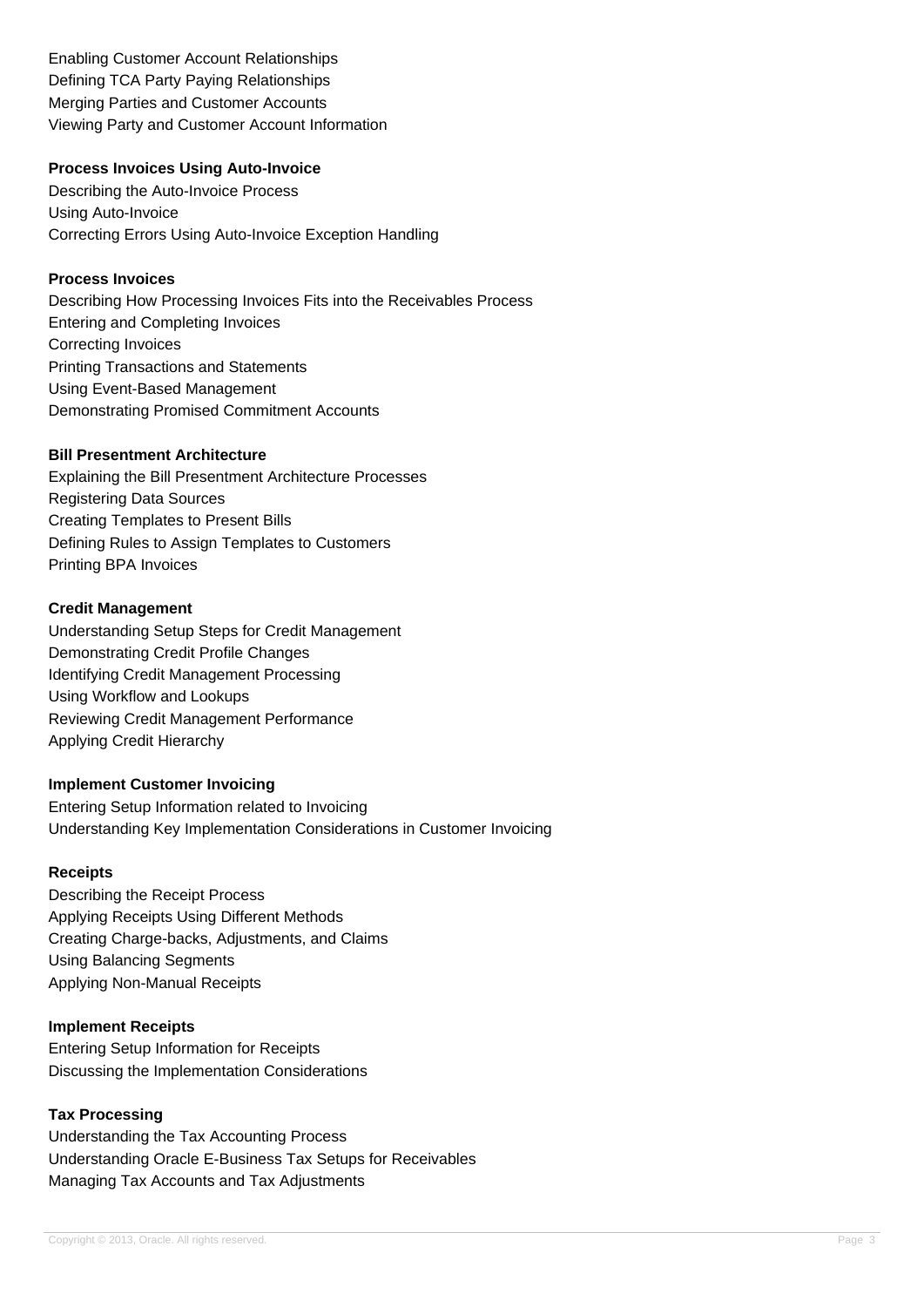Enabling Customer Account Relationships
Defining TCA Party Paying Relationships
Merging Parties and Customer Accounts
Viewing Party and Customer Account Information

**Process Invoices Using Auto-Invoice**

Describing the Auto-Invoice Process
Using Auto-Invoice
Correcting Errors Using Auto-Invoice Exception Handling

**Process Invoices**

Describing How Processing Invoices Fits into the Receivables Process
Entering and Completing Invoices
Correcting Invoices
Printing Transactions and Statements
Using Event-Based Management
Demonstrating Promised Commitment Accounts

**Bill Presentment Architecture**

Explaining the Bill Presentment Architecture Processes
Registering Data Sources
Creating Templates to Present Bills
Defining Rules to Assign Templates to Customers
Printing BPA Invoices

**Credit Management**

Understanding Setup Steps for Credit Management
Demonstrating Credit Profile Changes
Identifying Credit Management Processing
Using Workflow and Lookups
Reviewing Credit Management Performance
Applying Credit Hierarchy

**Implement Customer Invoicing**

Entering Setup Information related to Invoicing
Understanding Key Implementation Considerations in Customer Invoicing

**Receipts**

Describing the Receipt Process
Applying Receipts Using Different Methods
Creating Charge-backs, Adjustments, and Claims
Using Balancing Segments
Applying Non-Manual Receipts

**Implement Receipts**

Entering Setup Information for Receipts
Discussing the Implementation Considerations

**Tax Processing**

Understanding the Tax Accounting Process
Understanding Oracle E-Business Tax Setups for Receivables
Managing Tax Accounts and Tax Adjustments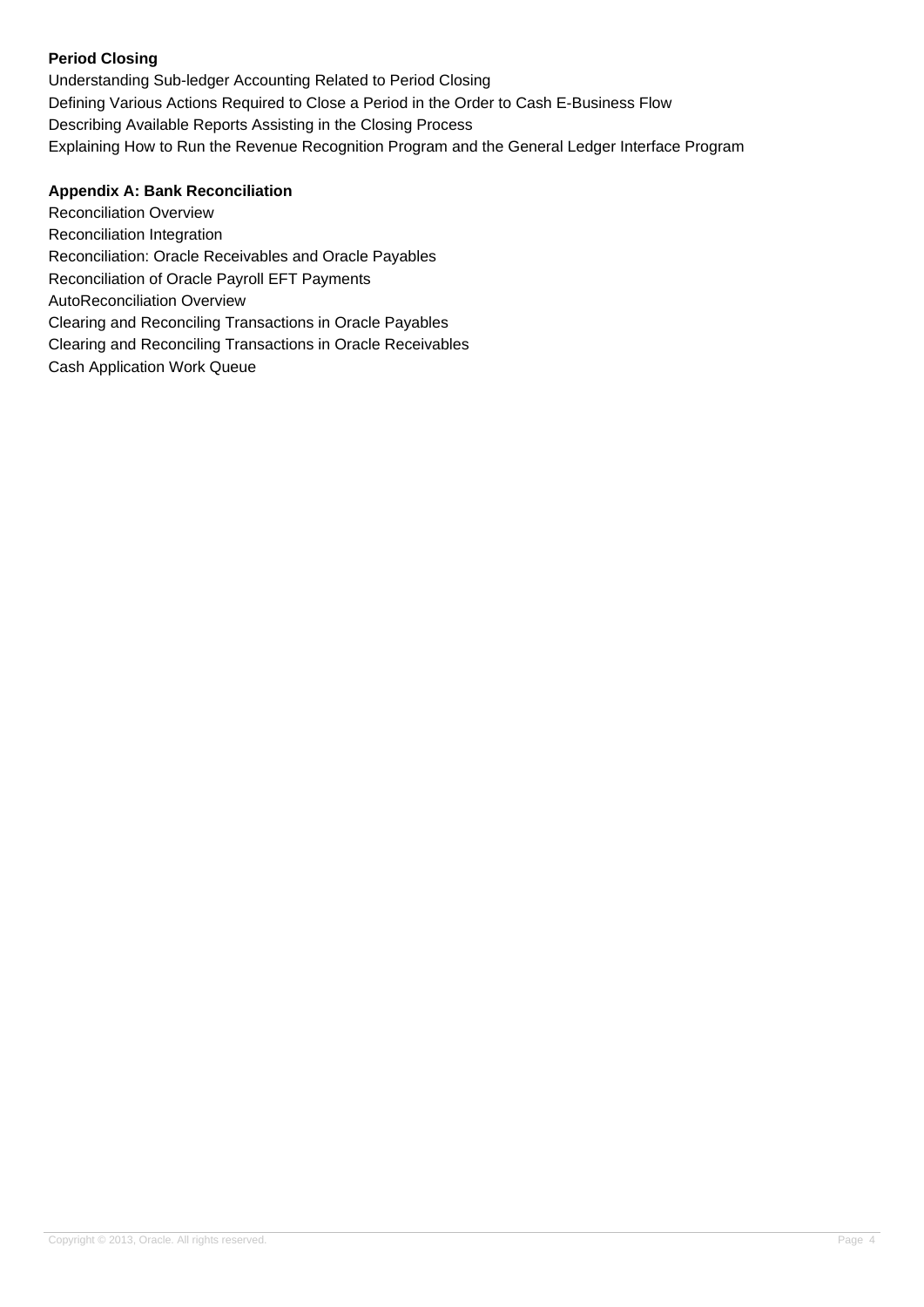**Period Closing**

Understanding Sub-ledger Accounting Related to Period Closing
Defining Various Actions Required to Close a Period in the Order to Cash E-Business Flow
Describing Available Reports Assisting in the Closing Process
Explaining How to Run the Revenue Recognition Program and the General Ledger Interface Program

**Appendix A: Bank Reconciliation**

Reconciliation Overview
Reconciliation Integration
Reconciliation: Oracle Receivables and Oracle Payables
Reconciliation of Oracle Payroll EFT Payments
AutoReconciliation Overview
Clearing and Reconciling Transactions in Oracle Payables
Clearing and Reconciling Transactions in Oracle Receivables
Cash Application Work Queue